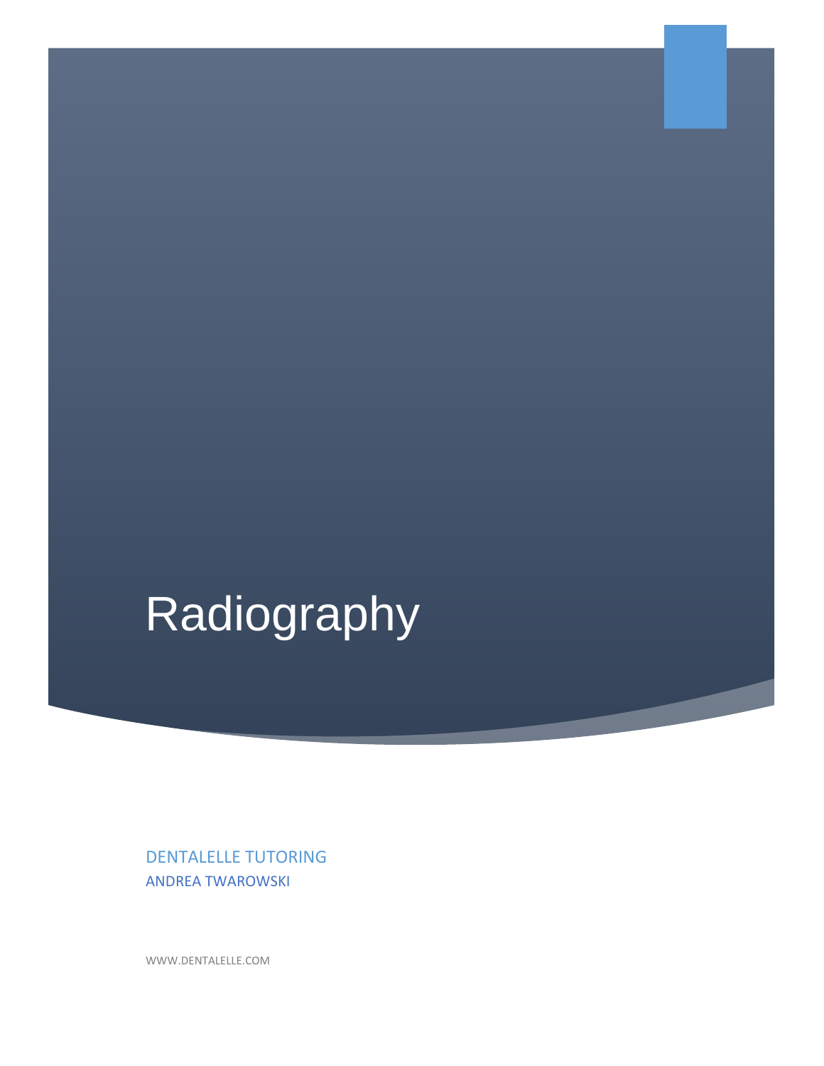# Radiography

DENTALELLE TUTORING

ANDREA TWAROWSKI

WWW.DENTALELLE.COM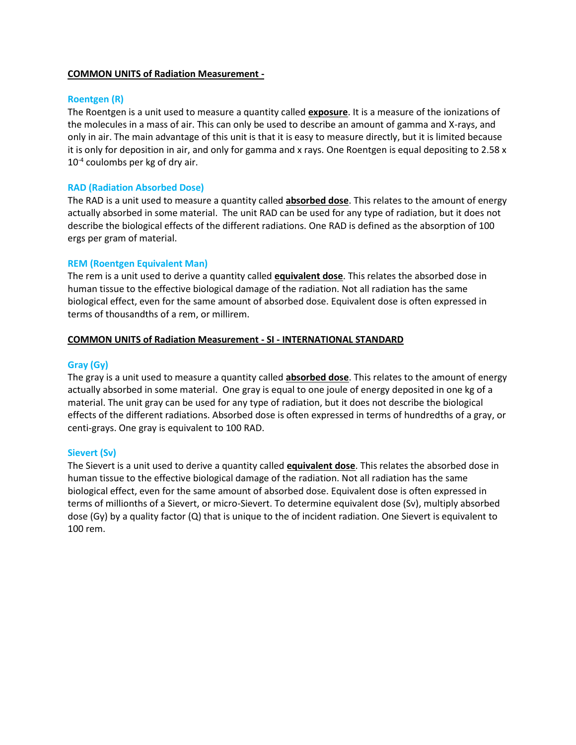## COMMON UNITS of Radiation Measurement -

### Roentgen (R)

The Roentgen is a unit used to measure a quantity called **exposure**. It is a measure of the ionizations of the molecules in a mass of air. This can only be used to describe an amount of gamma and X-rays, and only in air. The main advantage of this unit is that it is easy to measure directly, but it is limited because it is only for deposition in air, and only for gamma and x rays. One Roentgen is equal depositing to $2.58 \times 10^{-4}$ coulombs per kg of dry air.

### RAD (Radiation Absorbed Dose)

The RAD is a unit used to measure a quantity called **absorbed dose**. This relates to the amount of energy actually absorbed in some material. The unit RAD can be used for any type of radiation, but it does not describe the biological effects of the different radiations. One RAD is defined as the absorption of 100 ergs per gram of material.

### REM (Roentgen Equivalent Man)

The rem is a unit used to derive a quantity called **equivalent dose**. This relates the absorbed dose in human tissue to the effective biological damage of the radiation. Not all radiation has the same biological effect, even for the same amount of absorbed dose. Equivalent dose is often expressed in terms of thousandths of a rem, or millirem.

## COMMON UNITS of Radiation Measurement - SI - INTERNATIONAL STANDARD

### Gray (Gy)

The gray is a unit used to measure a quantity called **absorbed dose**. This relates to the amount of energy actually absorbed in some material. One gray is equal to one joule of energy deposited in one kg of a material. The unit gray can be used for any type of radiation, but it does not describe the biological effects of the different radiations. Absorbed dose is often expressed in terms of hundredths of a gray, or centi-grays. One gray is equivalent to 100 RAD.

### Sievert (Sv)

The Sievert is a unit used to derive a quantity called **equivalent dose**. This relates the absorbed dose in human tissue to the effective biological damage of the radiation. Not all radiation has the same biological effect, even for the same amount of absorbed dose. Equivalent dose is often expressed in terms of millionths of a Sievert, or micro-Sievert. To determine equivalent dose (Sv), multiply absorbed dose (Gy) by a quality factor (Q) that is unique to the of incident radiation. One Sievert is equivalent to 100 rem.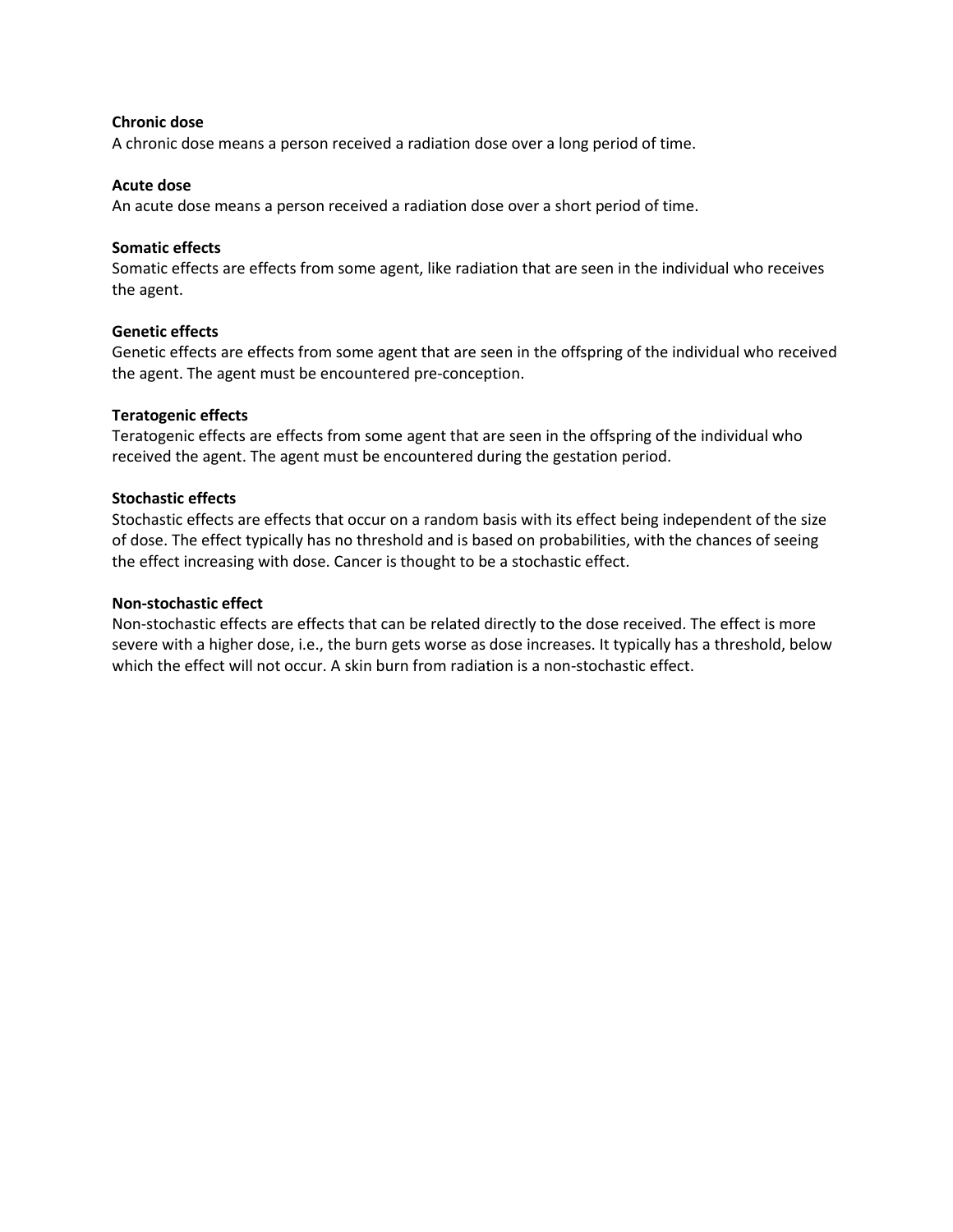**Chronic dose**

A chronic dose means a person received a radiation dose over a long period of time.

**Acute dose**

An acute dose means a person received a radiation dose over a short period of time.

**Somatic effects**

Somatic effects are effects from some agent, like radiation that are seen in the individual who receives the agent.

**Genetic effects**

Genetic effects are effects from some agent that are seen in the offspring of the individual who received the agent. The agent must be encountered pre-conception.

**Teratogenic effects**

Teratogenic effects are effects from some agent that are seen in the offspring of the individual who received the agent. The agent must be encountered during the gestation period.

**Stochastic effects**

Stochastic effects are effects that occur on a random basis with its effect being independent of the size of dose. The effect typically has no threshold and is based on probabilities, with the chances of seeing the effect increasing with dose. Cancer is thought to be a stochastic effect.

**Non-stochastic effect**

Non-stochastic effects are effects that can be related directly to the dose received. The effect is more severe with a higher dose, i.e., the burn gets worse as dose increases. It typically has a threshold, below which the effect will not occur. A skin burn from radiation is a non-stochastic effect.